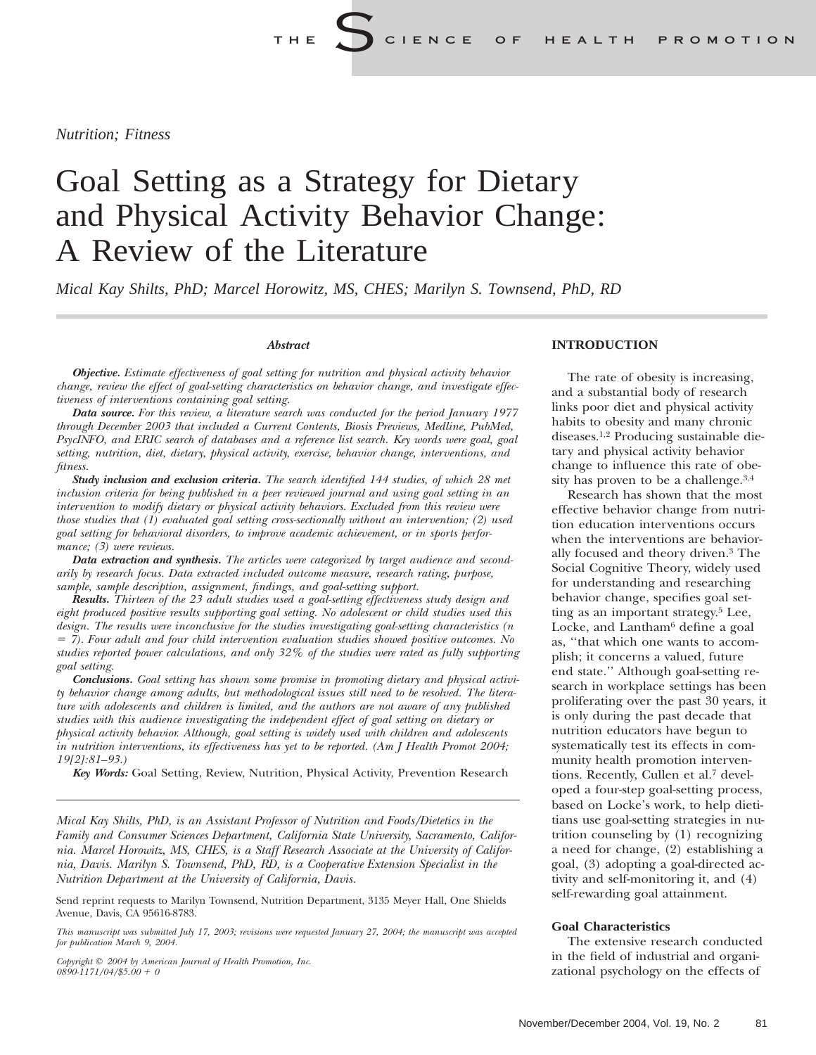Nutrition; Fitness

# Goal Setting as a Strategy for Dietary and Physical Activity Behavior Change: A Review of the Literature

*Mical Kay Shilts, PhD; Marcel Horowitz, MS, CHES; Marilyn S. Townsend, PhD, RD*

***Abstract***

***Objective.*** *Estimate effectiveness of goal setting for nutrition and physical activity behavior change, review the effect of goal-setting characteristics on behavior change, and investigate effectiveness of interventions containing goal setting.*

***Data source.*** *For this review, a literature search was conducted for the period January 1977 through December 2003 that included a Current Contents, Biosis Previews, Medline, PubMed, PsycINFO, and ERIC search of databases and a reference list search. Key words were goal, goal setting, nutrition, diet, dietary, physical activity, exercise, behavior change, interventions, and fitness.*

***Study inclusion and exclusion criteria.*** *The search identified 144 studies, of which 28 met inclusion criteria for being published in a peer reviewed journal and using goal setting in an intervention to modify dietary or physical activity behaviors. Excluded from this review were those studies that (1) evaluated goal setting cross-sectionally without an intervention; (2) used goal setting for behavioral disorders, to improve academic achievement, or in sports performance; (3) were reviews.*

***Data extraction and synthesis.*** *The articles were categorized by target audience and secondarily by research focus. Data extracted included outcome measure, research rating, purpose, sample, sample description, assignment, findings, and goal-setting support.*

***Results.*** *Thirteen of the 23 adult studies used a goal-setting effectiveness study design and eight produced positive results supporting goal setting. No adolescent or child studies used this design. The results were inconclusive for the studies investigating goal-setting characteristics (n = 7). Four adult and four child intervention evaluation studies showed positive outcomes. No studies reported power calculations, and only 32% of the studies were rated as fully supporting goal setting.*

***Conclusions.*** *Goal setting has shown some promise in promoting dietary and physical activity behavior change among adults, but methodological issues still need to be resolved. The literature with adolescents and children is limited, and the authors are not aware of any published studies with this audience investigating the independent effect of goal setting on dietary or physical activity behavior. Although, goal setting is widely used with children and adolescents in nutrition interventions, its effectiveness has yet to be reported. (Am J Health Promot 2004; 19[2]:81–93.)*

***Key Words:*** Goal Setting, Review, Nutrition, Physical Activity, Prevention Research

*Mical Kay Shilts, PhD, is an Assistant Professor of Nutrition and Foods/Dietetics in the Family and Consumer Sciences Department, California State University, Sacramento, California. Marcel Horowitz, MS, CHES, is a Staff Research Associate at the University of California, Davis. Marilyn S. Townsend, PhD, RD, is a Cooperative Extension Specialist in the Nutrition Department at the University of California, Davis.*

Send reprint requests to Marilyn Townsend, Nutrition Department, 3135 Meyer Hall, One Shields Avenue, Davis, CA 95616-8783.

*This manuscript was submitted July 17, 2003; revisions were requested January 27, 2004; the manuscript was accepted for publication March 9, 2004.*

*Copyright © 2004 by American Journal of Health Promotion, Inc.*
*0890-1171/04/$5.00 + 0*

## INTRODUCTION

The rate of obesity is increasing, and a substantial body of research links poor diet and physical activity habits to obesity and many chronic diseases.[1,2] Producing sustainable dietary and physical activity behavior change to influence this rate of obesity has proven to be a challenge.[3,4]

Research has shown that the most effective behavior change from nutrition education interventions occurs when the interventions are behaviorally focused and theory driven.[3] The Social Cognitive Theory, widely used for understanding and researching behavior change, specifies goal setting as an important strategy.[5] Lee, Locke, and Lantham[6] define a goal as, ''that which one wants to accomplish; it concerns a valued, future end state.'' Although goal-setting research in workplace settings has been proliferating over the past 30 years, it is only during the past decade that nutrition educators have begun to systematically test its effects in community health promotion interventions. Recently, Cullen et al.[7] developed a four-step goal-setting process, based on Locke's work, to help dietitians use goal-setting strategies in nutrition counseling by (1) recognizing a need for change, (2) establishing a goal, (3) adopting a goal-directed activity and self-monitoring it, and (4) self-rewarding goal attainment.

### Goal Characteristics

The extensive research conducted in the field of industrial and organizational psychology on the effects of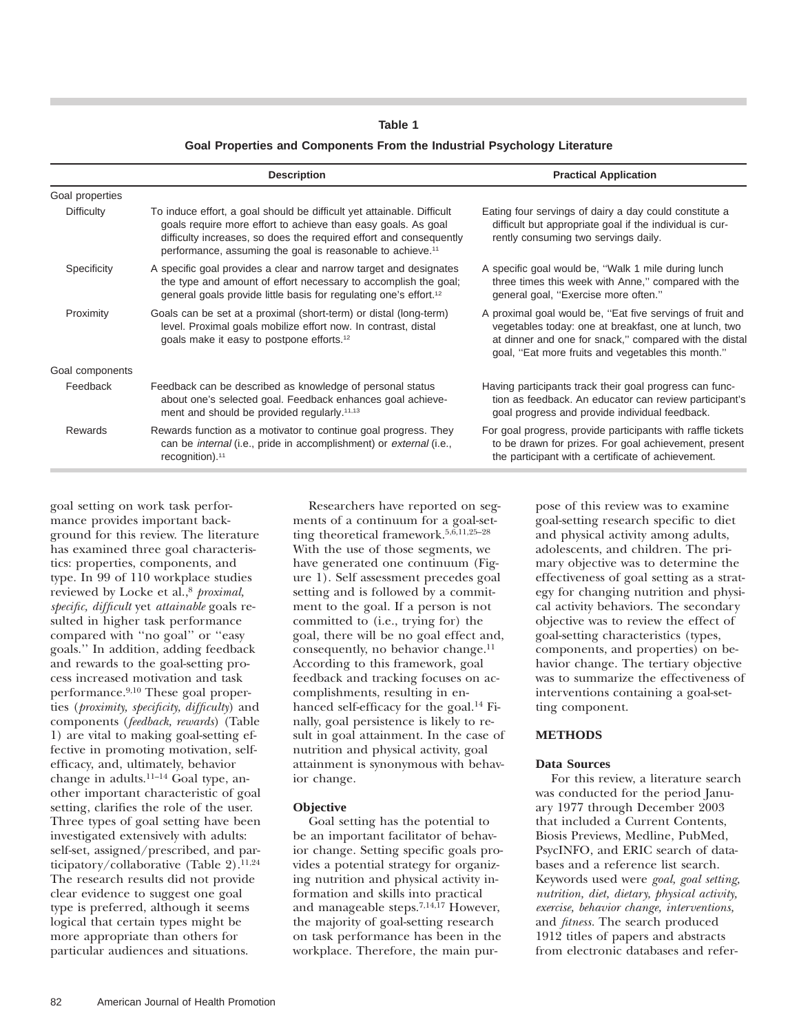**Table 1**

**Goal Properties and Components From the Industrial Psychology Literature**

| | Description | Practical Application |
|---|---|---|
| Goal properties | | |
| Difficulty | To induce effort, a goal should be difficult yet attainable. Difficult goals require more effort to achieve than easy goals. As goal difficulty increases, so does the required effort and consequently performance, assuming the goal is reasonable to achieve.[11] | Eating four servings of dairy a day could constitute a difficult but appropriate goal if the individual is currently consuming two servings daily. |
| Specificity | A specific goal provides a clear and narrow target and designates the type and amount of effort necessary to accomplish the goal; general goals provide little basis for regulating one's effort.[12] | A specific goal would be, ''Walk 1 mile during lunch three times this week with Anne,'' compared with the general goal, ''Exercise more often.'' |
| Proximity | Goals can be set at a proximal (short-term) or distal (long-term) level. Proximal goals mobilize effort now. In contrast, distal goals make it easy to postpone efforts.[12] | A proximal goal would be, ''Eat five servings of fruit and vegetables today: one at breakfast, one at lunch, two at dinner and one for snack,'' compared with the distal goal, ''Eat more fruits and vegetables this month.'' |
| Goal components | | |
| Feedback | Feedback can be described as knowledge of personal status about one's selected goal. Feedback enhances goal achievement and should be provided regularly.[11,13] | Having participants track their goal progress can function as feedback. An educator can review participant's goal progress and provide individual feedback. |
| Rewards | Rewards function as a motivator to continue goal progress. They can be *internal* (i.e., pride in accomplishment) or *external* (i.e., recognition).[11] | For goal progress, provide participants with raffle tickets to be drawn for prizes. For goal achievement, present the participant with a certificate of achievement. |

goal setting on work task performance provides important background for this review. The literature has examined three goal characteristics: properties, components, and type. In 99 of 110 workplace studies reviewed by Locke et al.,[8] *proximal, specific, difficult* yet *attainable* goals resulted in higher task performance compared with ''no goal'' or ''easy goals.'' In addition, adding feedback and rewards to the goal-setting process increased motivation and task performance.[9,10] These goal properties (*proximity, specificity, difficulty*) and components (*feedback, rewards*) (Table 1) are vital to making goal-setting effective in promoting motivation, self-efficacy, and, ultimately, behavior change in adults.[11–14] Goal type, another important characteristic of goal setting, clarifies the role of the user. Three types of goal setting have been investigated extensively with adults: self-set, assigned/prescribed, and participatory/collaborative (Table 2).[11,24] The research results did not provide clear evidence to suggest one goal type is preferred, although it seems logical that certain types might be more appropriate than others for particular audiences and situations.

Researchers have reported on segments of a continuum for a goal-setting theoretical framework.[5,6,11,25–28] With the use of those segments, we have generated one continuum (Figure 1). Self assessment precedes goal setting and is followed by a commitment to the goal. If a person is not committed to (i.e., trying for) the goal, there will be no goal effect and, consequently, no behavior change.[11] According to this framework, goal feedback and tracking focuses on accomplishments, resulting in enhanced self-efficacy for the goal.[14] Finally, goal persistence is likely to result in goal attainment. In the case of nutrition and physical activity, goal attainment is synonymous with behavior change.

**Objective**

Goal setting has the potential to be an important facilitator of behavior change. Setting specific goals provides a potential strategy for organizing nutrition and physical activity information and skills into practical and manageable steps.[7,14,17] However, the majority of goal-setting research on task performance has been in the workplace. Therefore, the main purpose of this review was to examine goal-setting research specific to diet and physical activity among adults, adolescents, and children. The primary objective was to determine the effectiveness of goal setting as a strategy for changing nutrition and physical activity behaviors. The secondary objective was to review the effect of goal-setting characteristics (types, components, and properties) on behavior change. The tertiary objective was to summarize the effectiveness of interventions containing a goal-setting component.

## METHODS

**Data Sources**

For this review, a literature search was conducted for the period January 1977 through December 2003 that included a Current Contents, Biosis Previews, Medline, PubMed, PsycINFO, and ERIC search of databases and a reference list search. Keywords used were *goal, goal setting, nutrition, diet, dietary, physical activity, exercise, behavior change, interventions,* and *fitness.* The search produced 1912 titles of papers and abstracts from electronic databases and refer-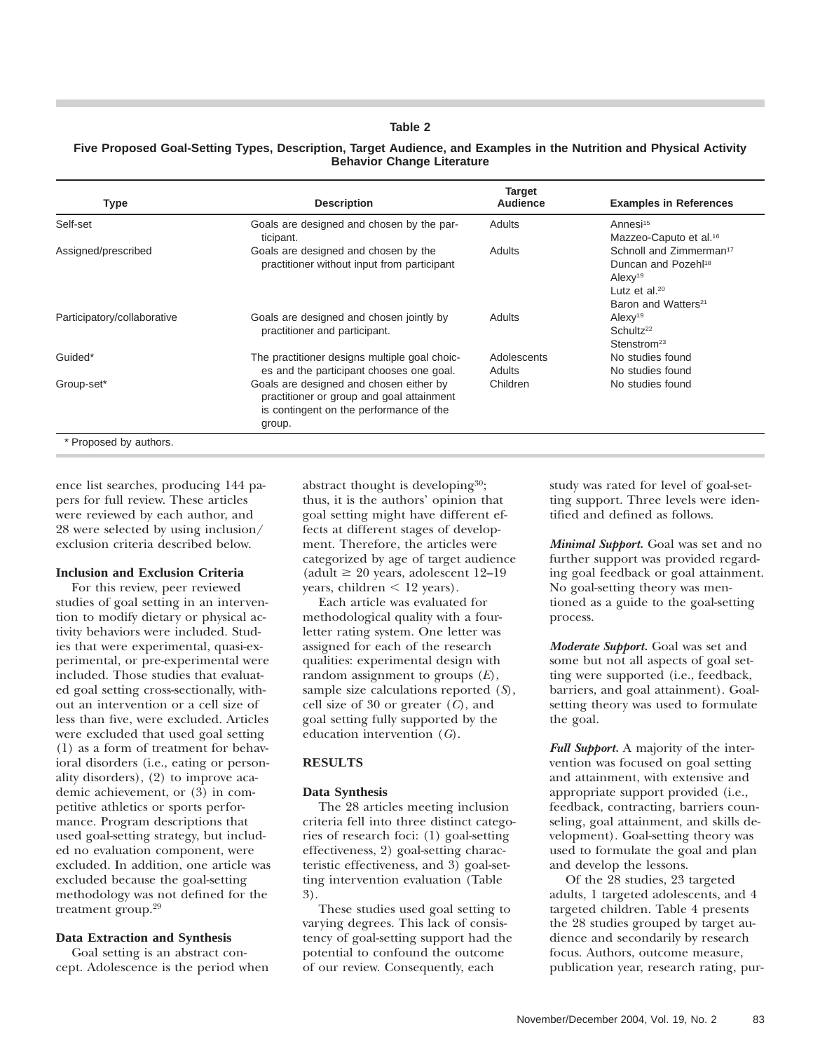**Table 2**

**Five Proposed Goal-Setting Types, Description, Target Audience, and Examples in the Nutrition and Physical Activity Behavior Change Literature**

| Type | Description | Target Audience | Examples in References |
|---|---|---|---|
| Self-set | Goals are designed and chosen by the participant. | Adults | Annesi[15]<br>Mazzeo-Caputo et al.[16] |
| Assigned/prescribed | Goals are designed and chosen by the practitioner without input from participant | Adults | Schnoll and Zimmerman[17]<br>Duncan and Pozehl[18]<br>Alexy[19]<br>Lutz et al.[20]<br>Baron and Watters[21] |
| Participatory/collaborative | Goals are designed and chosen jointly by practitioner and participant. | Adults | Alexy[19]<br>Schultz[22]<br>Stenstrom[23] |
| Guided* | The practitioner designs multiple goal choices and the participant chooses one goal. | Adolescents<br>Adults | No studies found<br>No studies found |
| Group-set* | Goals are designed and chosen either by practitioner or group and goal attainment is contingent on the performance of the group. | Children | No studies found |

\* Proposed by authors.

ence list searches, producing 144 papers for full review. These articles were reviewed by each author, and 28 were selected by using inclusion/exclusion criteria described below.

### Inclusion and Exclusion Criteria

For this review, peer reviewed studies of goal setting in an intervention to modify dietary or physical activity behaviors were included. Studies that were experimental, quasi-experimental, or pre-experimental were included. Those studies that evaluated goal setting cross-sectionally, without an intervention or a cell size of less than five, were excluded. Articles were excluded that used goal setting (1) as a form of treatment for behavioral disorders (i.e., eating or personality disorders), (2) to improve academic achievement, or (3) in competitive athletics or sports performance. Program descriptions that used goal-setting strategy, but included no evaluation component, were excluded. In addition, one article was excluded because the goal-setting methodology was not defined for the treatment group.[29]

### Data Extraction and Synthesis

Goal setting is an abstract concept. Adolescence is the period when abstract thought is developing[30]; thus, it is the authors' opinion that goal setting might have different effects at different stages of development. Therefore, the articles were categorized by age of target audience (adult ≥ 20 years, adolescent 12–19 years, children < 12 years).

Each article was evaluated for methodological quality with a four-letter rating system. One letter was assigned for each of the research qualities: experimental design with random assignment to groups (*E*), sample size calculations reported (*S*), cell size of 30 or greater (*C*), and goal setting fully supported by the education intervention (*G*).

## RESULTS

### Data Synthesis

The 28 articles meeting inclusion criteria fell into three distinct categories of research foci: (1) goal-setting effectiveness, 2) goal-setting characteristic effectiveness, and 3) goal-setting intervention evaluation (Table 3).

These studies used goal setting to varying degrees. This lack of consistency of goal-setting support had the potential to confound the outcome of our review. Consequently, each study was rated for level of goal-setting support. Three levels were identified and defined as follows.

***Minimal Support.*** Goal was set and no further support was provided regarding goal feedback or goal attainment. No goal-setting theory was mentioned as a guide to the goal-setting process.

***Moderate Support.*** Goal was set and some but not all aspects of goal setting were supported (i.e., feedback, barriers, and goal attainment). Goal-setting theory was used to formulate the goal.

***Full Support.*** A majority of the intervention was focused on goal setting and attainment, with extensive and appropriate support provided (i.e., feedback, contracting, barriers counseling, goal attainment, and skills development). Goal-setting theory was used to formulate the goal and plan and develop the lessons.

Of the 28 studies, 23 targeted adults, 1 targeted adolescents, and 4 targeted children. Table 4 presents the 28 studies grouped by target audience and secondarily by research focus. Authors, outcome measure, publication year, research rating, pur-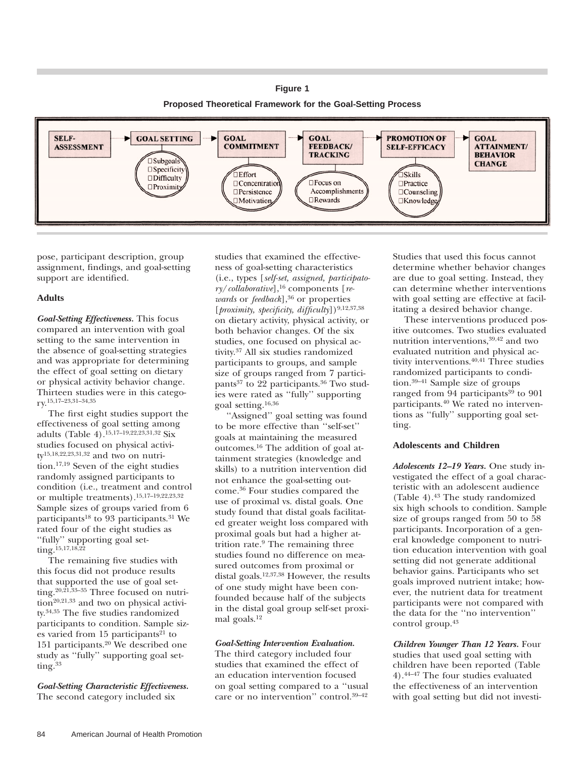**Figure 1**

**Proposed Theoretical Framework for the Goal-Setting Process**

SELF-ASSESSMENT → GOAL SETTING (Subgoals, Specificity, Difficulty, Proximity) → GOAL COMMITMENT (Effort, Concentration, Persistence, Motivation) → GOAL FEEDBACK/TRACKING (Focus on Accomplishments, Rewards) → PROMOTION OF SELF-EFFICACY (Skills, Practice, Counseling, Knowledge) → GOAL ATTAINMENT/BEHAVIOR CHANGE

pose, participant description, group assignment, findings, and goal-setting support are identified.

### Adults

***Goal-Setting Effectiveness.*** This focus compared an intervention with goal setting to the same intervention in the absence of goal-setting strategies and was appropriate for determining the effect of goal setting on dietary or physical activity behavior change. Thirteen studies were in this category.[15,17–23,31–34,35]

The first eight studies support the effectiveness of goal setting among adults (Table 4).[15,17–19,22,23,31,32] Six studies focused on physical activity[15,18,22,23,31,32] and two on nutrition.[17,19] Seven of the eight studies randomly assigned participants to condition (i.e., treatment and control or multiple treatments).[15,17–19,22,23,32] Sample sizes of groups varied from 6 participants[18] to 93 participants.[31] We rated four of the eight studies as ''fully'' supporting goal setting.[15,17,18,22]

The remaining five studies with this focus did not produce results that supported the use of goal setting.[20,21,33–35] Three focused on nutrition[20,21,33] and two on physical activity.[34,35] The five studies randomized participants to condition. Sample sizes varied from 15 participants[21] to 151 participants.[20] We described one study as ''fully'' supporting goal setting.[33]

***Goal-Setting Characteristic Effectiveness.*** The second category included six studies that examined the effectiveness of goal-setting characteristics (i.e., types [*self-set, assigned, participatory/collaborative*],[16] components [*rewards* or *feedback*],[36] or properties [*proximity, specificity, difficulty*])[9,12,37,38] on dietary activity, physical activity, or both behavior changes. Of the six studies, one focused on physical activity.[37] All six studies randomized participants to groups, and sample size of groups ranged from 7 participants[37] to 22 participants.[36] Two studies were rated as ''fully'' supporting goal setting.[16,36]

''Assigned'' goal setting was found to be more effective than ''self-set'' goals at maintaining the measured outcomes.[16] The addition of goal attainment strategies (knowledge and skills) to a nutrition intervention did not enhance the goal-setting outcome.[36] Four studies compared the use of proximal vs. distal goals. One study found that distal goals facilitated greater weight loss compared with proximal goals but had a higher attrition rate.[9] The remaining three studies found no difference on measured outcomes from proximal or distal goals.[12,37,38] However, the results of one study might have been confounded because half of the subjects in the distal goal group self-set proximal goals.[12]

***Goal-Setting Intervention Evaluation.*** The third category included four studies that examined the effect of an education intervention focused on goal setting compared to a ''usual care or no intervention'' control.[39–42] Studies that used this focus cannot determine whether behavior changes are due to goal setting. Instead, they can determine whether interventions with goal setting are effective at facilitating a desired behavior change.

These interventions produced positive outcomes. Two studies evaluated nutrition interventions,[39,42] and two evaluated nutrition and physical activity interventions.[40,41] Three studies randomized participants to condition.[39–41] Sample size of groups ranged from 94 participants[39] to 901 participants.[40] We rated no interventions as ''fully'' supporting goal setting.

### Adolescents and Children

***Adolescents 12–19 Years.*** One study investigated the effect of a goal characteristic with an adolescent audience (Table 4).[43] The study randomized six high schools to condition. Sample size of groups ranged from 50 to 58 participants. Incorporation of a general knowledge component to nutrition education intervention with goal setting did not generate additional behavior gains. Participants who set goals improved nutrient intake; however, the nutrient data for treatment participants were not compared with the data for the ''no intervention'' control group.[43]

***Children Younger Than 12 Years.*** Four studies that used goal setting with children have been reported (Table 4).[44–47] The four studies evaluated the effectiveness of an intervention with goal setting but did not investi-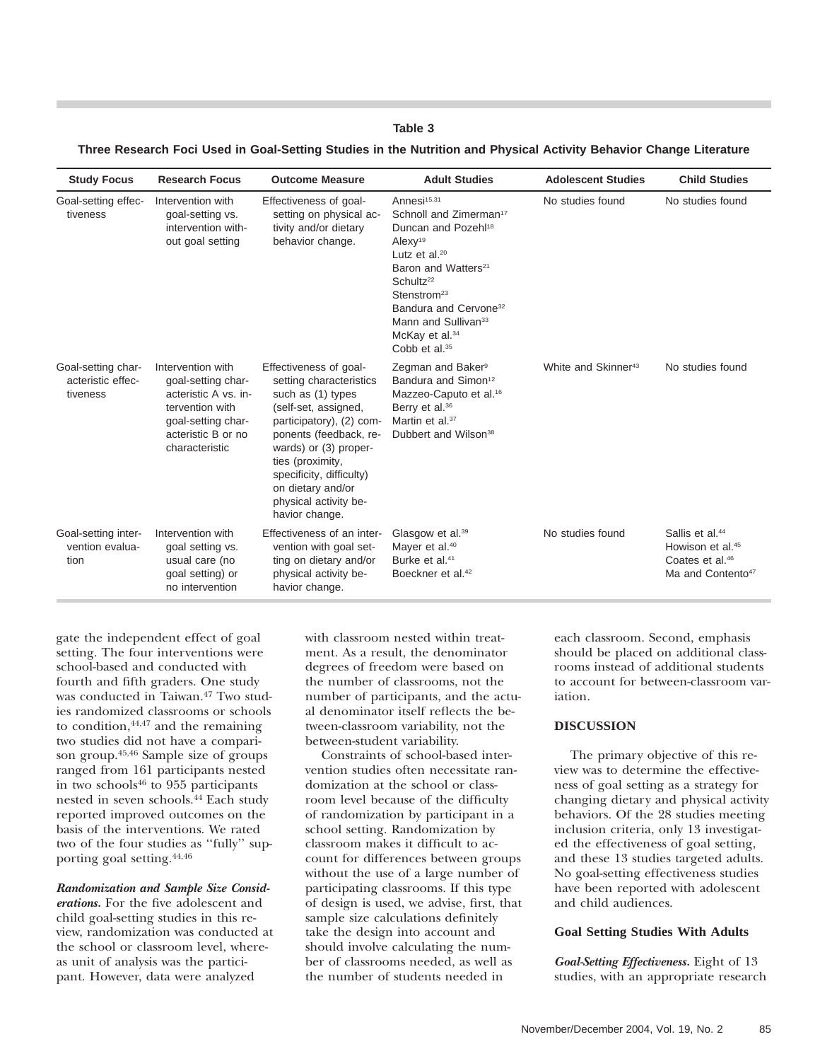**Table 3**

**Three Research Foci Used in Goal-Setting Studies in the Nutrition and Physical Activity Behavior Change Literature**

| Study Focus | Research Focus | Outcome Measure | Adult Studies | Adolescent Studies | Child Studies |
|---|---|---|---|---|---|
| Goal-setting effectiveness | Intervention with goal-setting vs. intervention without goal setting | Effectiveness of goal-setting on physical activity and/or dietary behavior change. | Annesi[15,31] Schnoll and Zimerman[17] Duncan and Pozehl[18] Alexy[19] Lutz et al.[20] Baron and Watters[21] Schultz[22] Stenstrom[23] Bandura and Cervone[32] Mann and Sullivan[33] McKay et al.[34] Cobb et al.[35] | No studies found | No studies found |
| Goal-setting characteristic effectiveness | Intervention with goal-setting characteristic A vs. intervention with goal-setting characteristic B or no characteristic | Effectiveness of goal-setting characteristics such as (1) types (self-set, assigned, participatory), (2) components (feedback, rewards) or (3) properties (proximity, specificity, difficulty) on dietary and/or physical activity behavior change. | Zegman and Baker[9] Bandura and Simon[12] Mazzeo-Caputo et al.[16] Berry et al.[36] Martin et al.[37] Dubbert and Wilson[38] | White and Skinner[43] | No studies found |
| Goal-setting intervention evaluation | Intervention with goal setting vs. usual care (no goal setting) or no intervention | Effectiveness of an intervention with goal setting on dietary and/or physical activity behavior change. | Glasgow et al.[39] Mayer et al.[40] Burke et al.[41] Boeckner et al.[42] | No studies found | Sallis et al.[44] Howison et al.[45] Coates et al.[46] Ma and Contento[47] |

gate the independent effect of goal setting. The four interventions were school-based and conducted with fourth and fifth graders. One study was conducted in Taiwan.[47] Two studies randomized classrooms or schools to condition,[44,47] and the remaining two studies did not have a comparison group.[45,46] Sample size of groups ranged from 161 participants nested in two schools[46] to 955 participants nested in seven schools.[44] Each study reported improved outcomes on the basis of the interventions. We rated two of the four studies as ''fully'' supporting goal setting.[44,46]

***Randomization and Sample Size Considerations.*** For the five adolescent and child goal-setting studies in this review, randomization was conducted at the school or classroom level, whereas unit of analysis was the participant. However, data were analyzed with classroom nested within treatment. As a result, the denominator degrees of freedom were based on the number of classrooms, not the number of participants, and the actual denominator itself reflects the between-classroom variability, not the between-student variability.

Constraints of school-based intervention studies often necessitate randomization at the school or classroom level because of the difficulty of randomization by participant in a school setting. Randomization by classroom makes it difficult to account for differences between groups without the use of a large number of participating classrooms. If this type of design is used, we advise, first, that sample size calculations definitely take the design into account and should involve calculating the number of classrooms needed, as well as the number of students needed in each classroom. Second, emphasis should be placed on additional classrooms instead of additional students to account for between-classroom variation.

## DISCUSSION

The primary objective of this review was to determine the effectiveness of goal setting as a strategy for changing dietary and physical activity behaviors. Of the 28 studies meeting inclusion criteria, only 13 investigated the effectiveness of goal setting, and these 13 studies targeted adults. No goal-setting effectiveness studies have been reported with adolescent and child audiences.

### Goal Setting Studies With Adults

***Goal-Setting Effectiveness.*** Eight of 13 studies, with an appropriate research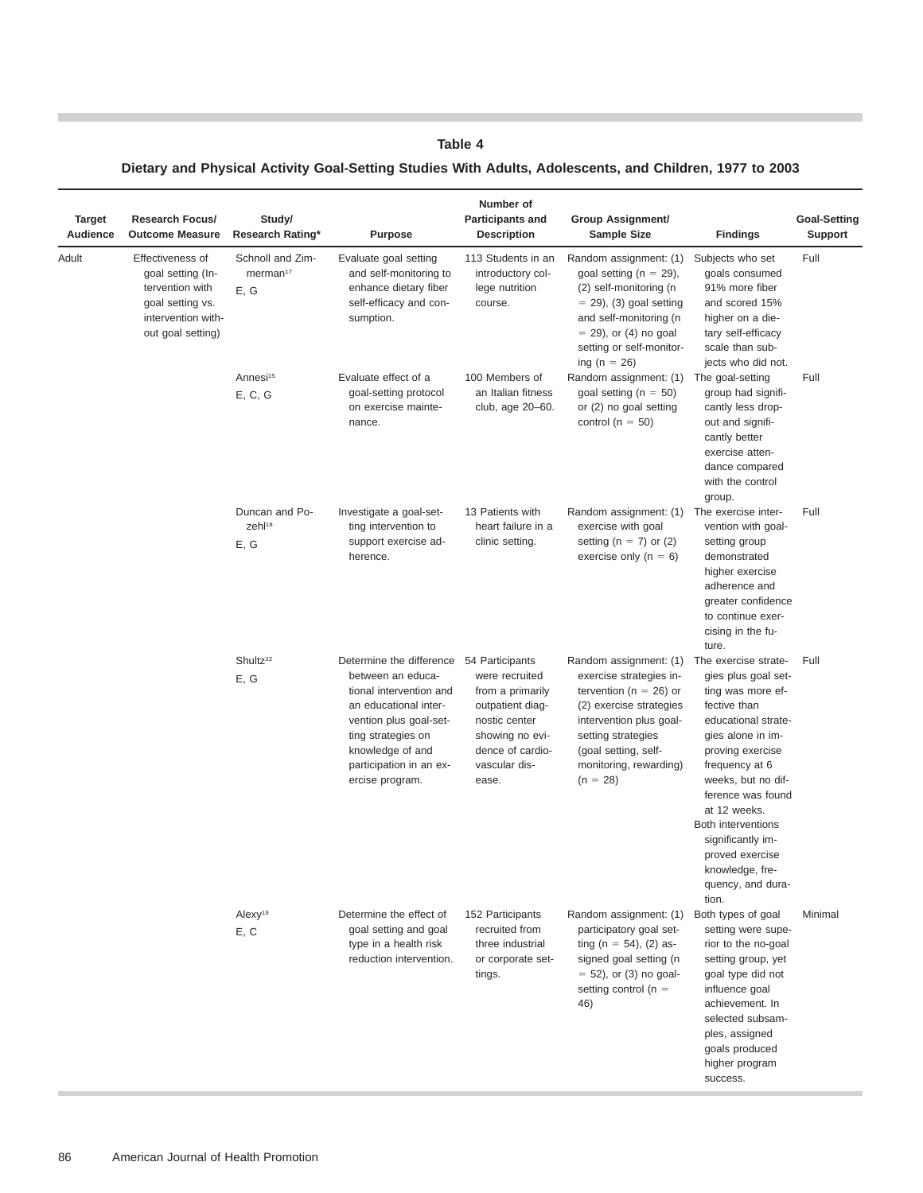**Table 4**

**Dietary and Physical Activity Goal-Setting Studies With Adults, Adolescents, and Children, 1977 to 2003**

| Target Audience | Research Focus/ Outcome Measure | Study/ Research Rating* | Purpose | Number of Participants and Description | Group Assignment/ Sample Size | Findings | Goal-Setting Support |
|---|---|---|---|---|---|---|---|
| Adult | Effectiveness of goal setting (Intervention with goal setting vs. intervention without goal setting) | Schnoll and Zimmerman[17] E, G | Evaluate goal setting and self-monitoring to enhance dietary fiber self-efficacy and consumption. | 113 Students in an introductory college nutrition course. | Random assignment: (1) goal setting (n = 29), (2) self-monitoring (n = 29), (3) goal setting and self-monitoring (n = 29), or (4) no goal setting or self-monitoring (n = 26) | Subjects who set goals consumed 91% more fiber and scored 15% higher on a dietary self-efficacy scale than subjects who did not. | Full |
| | | Annesi[15] E, C, G | Evaluate effect of a goal-setting protocol on exercise maintenance. | 100 Members of an Italian fitness club, age 20–60. | Random assignment: (1) goal setting (n = 50) or (2) no goal setting control (n = 50) | The goal-setting group had significantly less drop-out and significantly better exercise attendance compared with the control group. | Full |
| | | Duncan and Pozehl[18] E, G | Investigate a goal-setting intervention to support exercise adherence. | 13 Patients with heart failure in a clinic setting. | Random assignment: (1) exercise with goal setting (n = 7) or (2) exercise only (n = 6) | The exercise intervention with goal-setting group demonstrated higher exercise adherence and greater confidence to continue exercising in the future. | Full |
| | | Shultz[22] E, G | Determine the difference between an educational intervention and an educational intervention plus goal-setting strategies on knowledge of and participation in an exercise program. | 54 Participants were recruited from a primarily outpatient diagnostic center showing no evidence of cardiovascular disease. | Random assignment: (1) exercise strategies intervention (n = 26) or (2) exercise strategies intervention plus goal-setting strategies (goal setting, self-monitoring, rewarding) (n = 28) | The exercise strategies plus goal setting was more effective than educational strategies alone in improving exercise frequency at 6 weeks, but no difference was found at 12 weeks. Both interventions significantly improved exercise knowledge, frequency, and duration. | Full |
| | | Alexy[19] E, C | Determine the effect of goal setting and goal type in a health risk reduction intervention. | 152 Participants recruited from three industrial or corporate settings. | Random assignment: (1) participatory goal setting (n = 54), (2) assigned goal setting (n = 52), or (3) no goal-setting control (n = 46) | Both types of goal setting were superior to the no-goal setting group, yet goal type did not influence goal achievement. In selected subsamples, assigned goals produced higher program success. | Minimal |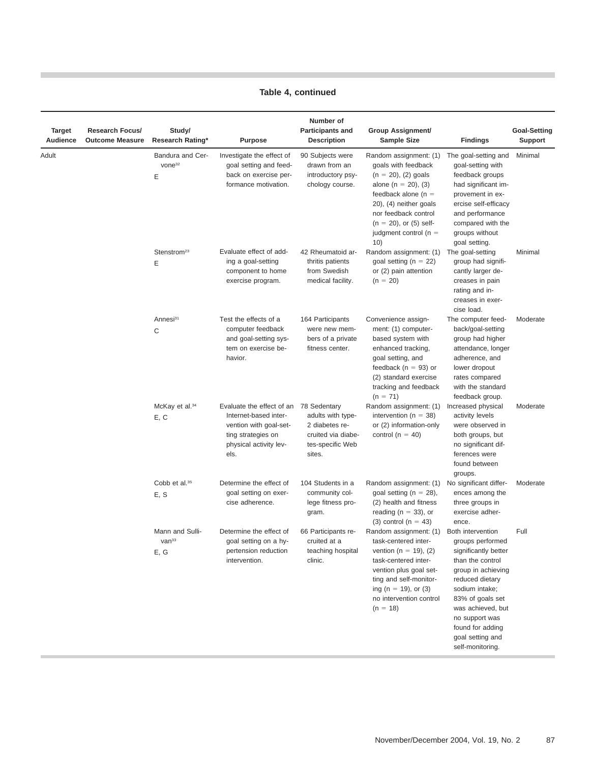**Table 4, continued**

| Target Audience | Research Focus/ Outcome Measure | Study/ Research Rating* | Purpose | Number of Participants and Description | Group Assignment/ Sample Size | Findings | Goal-Setting Support |
|---|---|---|---|---|---|---|---|
| Adult | | Bandura and Cervone[32] E | Investigate the effect of goal setting and feedback on exercise performance motivation. | 90 Subjects were drawn from an introductory psychology course. | Random assignment: (1) goals with feedback (n = 20), (2) goals alone (n = 20), (3) feedback alone (n = 20), (4) neither goals nor feedback control (n = 20), or (5) self-judgment control (n = 10) | The goal-setting and goal-setting with feedback groups had significant improvement in exercise self-efficacy and performance compared with the groups without goal setting. | Minimal |
| | | Stenstrom[23] E | Evaluate effect of adding a goal-setting component to home exercise program. | 42 Rheumatoid arthritis patients from Swedish medical facility. | Random assignment: (1) goal setting (n = 22) or (2) pain attention (n = 20) | The goal-setting group had significantly larger decreases in pain rating and increases in exercise load. | Minimal |
| | | Annesi[31] C | Test the effects of a computer feedback and goal-setting system on exercise behavior. | 164 Participants were new members of a private fitness center. | Convenience assignment: (1) computer-based system with enhanced tracking, goal setting, and feedback (n = 93) or (2) standard exercise tracking and feedback (n = 71) | The computer feedback/goal-setting group had higher attendance, longer adherence, and lower dropout rates compared with the standard feedback group. | Moderate |
| | | McKay et al.[34] E, C | Evaluate the effect of an Internet-based intervention with goal-setting strategies on physical activity levels. | 78 Sedentary adults with type-2 diabetes recruited via diabetes-specific Web sites. | Random assignment: (1) intervention (n = 38) or (2) information-only control (n = 40) | Increased physical activity levels were observed in both groups, but no significant differences were found between groups. | Moderate |
| | | Cobb et al.[35] E, S | Determine the effect of goal setting on exercise adherence. | 104 Students in a community college fitness program. | Random assignment: (1) goal setting (n = 28), (2) health and fitness reading (n = 33), or (3) control (n = 43) | No significant differences among the three groups in exercise adherence. | Moderate |
| | | Mann and Sullivan[33] E, G | Determine the effect of goal setting on a hypertension reduction intervention. | 66 Participants recruited at a teaching hospital clinic. | Random assignment: (1) task-centered intervention (n = 19), (2) task-centered intervention plus goal setting and self-monitoring (n = 19), or (3) no intervention control (n = 18) | Both intervention groups performed significantly better than the control group in achieving reduced dietary sodium intake; 83% of goals set was achieved, but no support was found for adding goal setting and self-monitoring. | Full |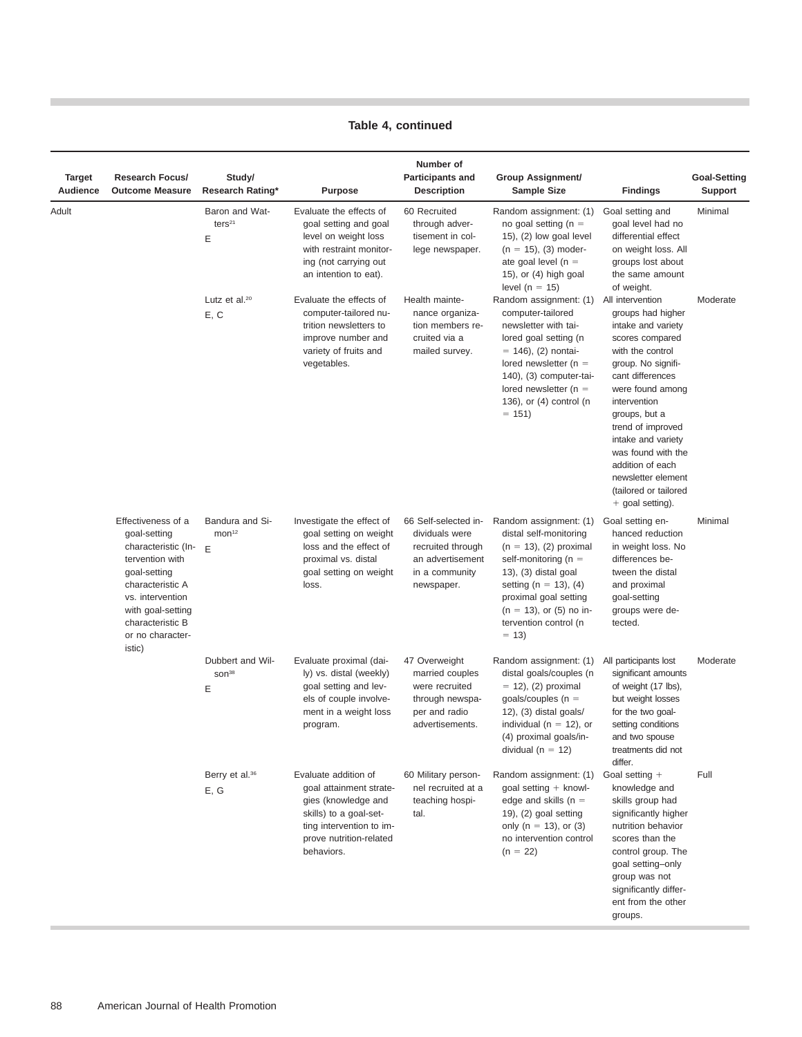**Table 4, continued**

| Target Audience | Research Focus/ Outcome Measure | Study/ Research Rating* | Purpose | Number of Participants and Description | Group Assignment/ Sample Size | Findings | Goal-Setting Support |
|---|---|---|---|---|---|---|---|
| Adult | | Baron and Watters[21] E | Evaluate the effects of goal setting and goal level on weight loss with restraint monitoring (not carrying out an intention to eat). | 60 Recruited through advertisement in college newspaper. | Random assignment: (1) no goal setting (n = 15), (2) low goal level (n = 15), (3) moderate goal level (n = 15), or (4) high goal level (n = 15) | Goal setting and goal level had no differential effect on weight loss. All groups lost about the same amount of weight. | Minimal |
| | | Lutz et al.[20] E, C | Evaluate the effects of computer-tailored nutrition newsletters to improve number and variety of fruits and vegetables. | Health maintenance organization members recruited via a mailed survey. | Random assignment: (1) computer-tailored newsletter with tailored goal setting (n = 146), (2) nontailored newsletter (n = 140), (3) computer-tailored newsletter (n = 136), or (4) control (n = 151) | All intervention groups had higher intake and variety scores compared with the control group. No significant differences were found among intervention groups, but a trend of improved intake and variety was found with the addition of each newsletter element (tailored or tailored + goal setting). | Moderate |
| | Effectiveness of a goal-setting characteristic (Intervention with goal-setting characteristic A vs. intervention with goal-setting characteristic B or no characteristic) | Bandura and Simon[12] E | Investigate the effect of goal setting on weight loss and the effect of proximal vs. distal goal setting on weight loss. | 66 Self-selected individuals were recruited through an advertisement in a community newspaper. | Random assignment: (1) distal self-monitoring (n = 13), (2) proximal self-monitoring (n = 13), (3) distal goal setting (n = 13), (4) proximal goal setting (n = 13), or (5) no intervention control (n = 13) | Goal setting enhanced reduction in weight loss. No differences between the distal and proximal goal-setting groups were detected. | Minimal |
| | | Dubbert and Wilson[38] E | Evaluate proximal (daily) vs. distal (weekly) goal setting and levels of couple involvement in a weight loss program. | 47 Overweight married couples were recruited through newspaper and radio advertisements. | Random assignment: (1) distal goals/couples (n = 12), (2) proximal goals/couples (n = 12), (3) distal goals/individual (n = 12), or (4) proximal goals/individual (n = 12) | All participants lost significant amounts of weight (17 lbs), but weight losses for the two goal-setting conditions and two spouse treatments did not differ. | Moderate |
| | | Berry et al.[36] E, G | Evaluate addition of goal attainment strategies (knowledge and skills) to a goal-setting intervention to improve nutrition-related behaviors. | 60 Military personnel recruited at a teaching hospital. | Random assignment: (1) goal setting + knowledge and skills (n = 19), (2) goal setting only (n = 13), or (3) no intervention control (n = 22) | Goal setting + knowledge and skills group had significantly higher nutrition behavior scores than the control group. The goal setting–only group was not significantly different from the other groups. | Full |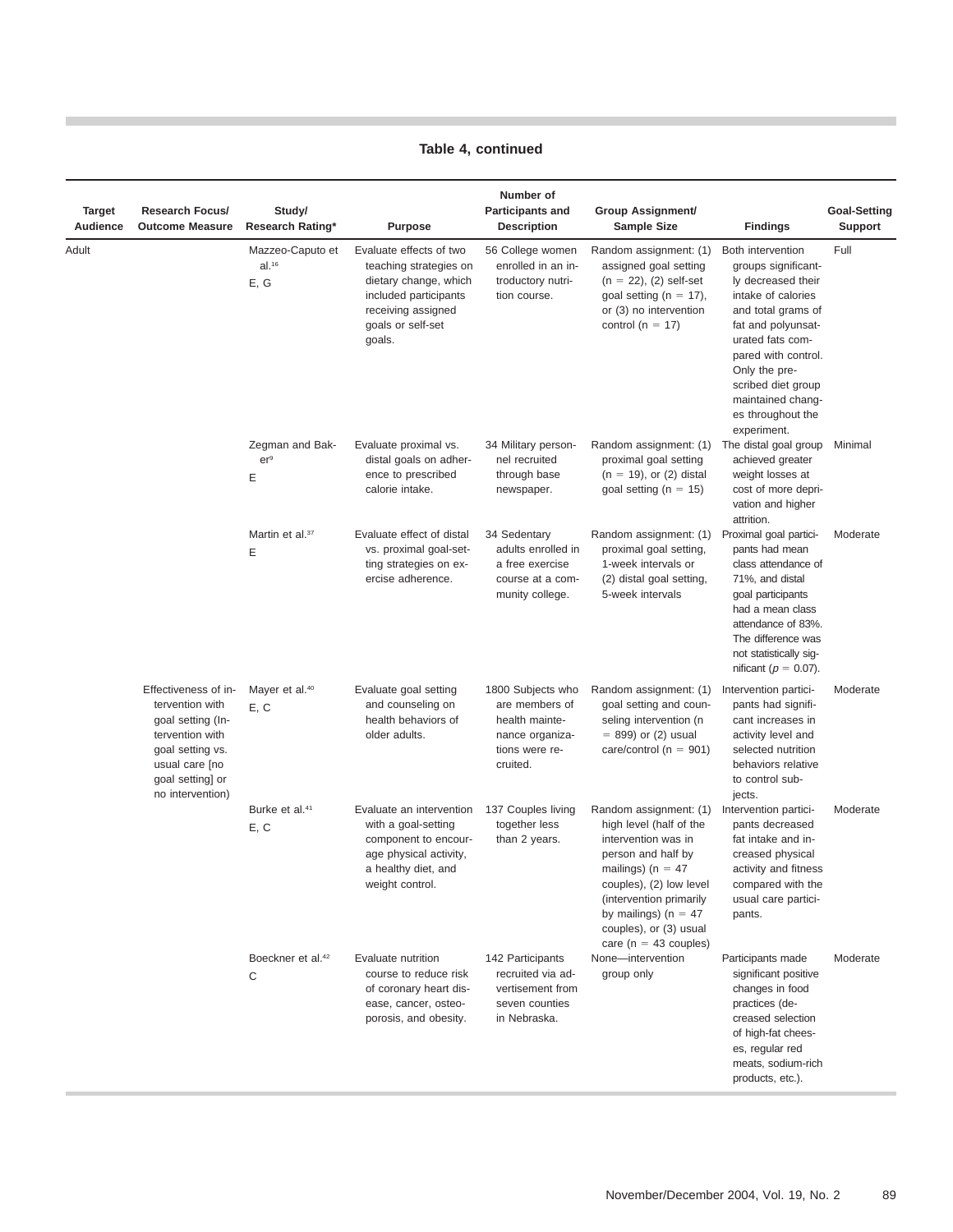**Table 4, continued**

| Target Audience | Research Focus/ Outcome Measure | Study/ Research Rating* | Purpose | Number of Participants and Description | Group Assignment/ Sample Size | Findings | Goal-Setting Support |
|---|---|---|---|---|---|---|---|
| Adult | | Mazzeo-Caputo et al.[16] E, G | Evaluate effects of two teaching strategies on dietary change, which included participants receiving assigned goals or self-set goals. | 56 College women enrolled in an introductory nutrition course. | Random assignment: (1) assigned goal setting (n = 22), (2) self-set goal setting (n = 17), or (3) no intervention control (n = 17) | Both intervention groups significantly decreased their intake of calories and total grams of fat and polyunsaturated fats compared with control. Only the prescribed diet group maintained changes throughout the experiment. | Full |
| | | Zegman and Baker[9] E | Evaluate proximal vs. distal goals on adherence to prescribed calorie intake. | 34 Military personnel recruited through base newspaper. | Random assignment: (1) proximal goal setting (n = 19), or (2) distal goal setting (n = 15) | The distal goal group achieved greater weight losses at cost of more deprivation and higher attrition. | Minimal |
| | | Martin et al.[37] E | Evaluate effect of distal vs. proximal goal-setting strategies on exercise adherence. | 34 Sedentary adults enrolled in a free exercise course at a community college. | Random assignment: (1) proximal goal setting, 1-week intervals or (2) distal goal setting, 5-week intervals | Proximal goal participants had mean class attendance of 71%, and distal goal participants had a mean class attendance of 83%. The difference was not statistically significant ($p = 0.07$). | Moderate |
| | Effectiveness of intervention with goal setting (Intervention with goal setting vs. usual care [no goal setting] or no intervention) | Mayer et al.[40] E, C | Evaluate goal setting and counseling on health behaviors of older adults. | 1800 Subjects who are members of health maintenance organizations were recruited. | Random assignment: (1) goal setting and counseling intervention (n = 899) or (2) usual care/control (n = 901) | Intervention participants had significant increases in activity level and selected nutrition behaviors relative to control subjects. | Moderate |
| | | Burke et al.[41] E, C | Evaluate an intervention with a goal-setting component to encourage physical activity, a healthy diet, and weight control. | 137 Couples living together less than 2 years. | Random assignment: (1) high level (half of the intervention was in person and half by mailings) (n = 47 couples), (2) low level (intervention primarily by mailings) (n = 47 couples), or (3) usual care (n = 43 couples) | Intervention participants decreased fat intake and increased physical activity and fitness compared with the usual care participants. | Moderate |
| | | Boeckner et al.[42] C | Evaluate nutrition course to reduce risk of coronary heart disease, cancer, osteoporosis, and obesity. | 142 Participants recruited via advertisement from seven counties in Nebraska. | None—intervention group only | Participants made significant positive changes in food practices (decreased selection of high-fat cheeses, regular red meats, sodium-rich products, etc.). | Moderate |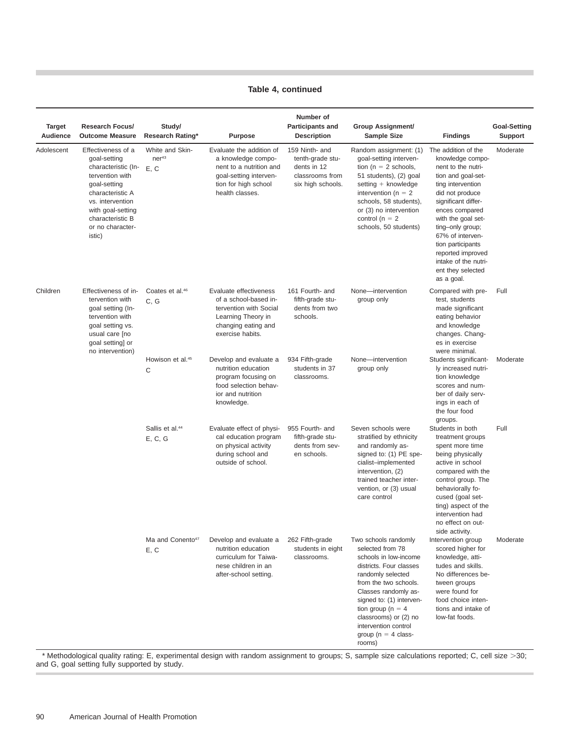**Table 4, continued**

| Target Audience | Research Focus/ Outcome Measure | Study/ Research Rating* | Purpose | Number of Participants and Description | Group Assignment/ Sample Size | Findings | Goal-Setting Support |
|---|---|---|---|---|---|---|---|
| Adolescent | Effectiveness of a goal-setting characteristic (Intervention with goal-setting characteristic A vs. intervention with goal-setting characteristic B or no characteristic) | White and Skinner[43] E, C | Evaluate the addition of a knowledge component to a nutrition and goal-setting intervention for high school health classes. | 159 Ninth- and tenth-grade students in 12 classrooms from six high schools. | Random assignment: (1) goal-setting intervention (n = 2 schools, 51 students), (2) goal setting + knowledge intervention (n = 2 schools, 58 students), or (3) no intervention control (n = 2 schools, 50 students) | The addition of the knowledge component to the nutrition and goal-setting intervention did not produce significant differences compared with the goal setting–only group; 67% of intervention participants reported improved intake of the nutrient they selected as a goal. | Moderate |
| Children | Effectiveness of intervention with goal setting (Intervention with goal setting vs. usual care [no goal setting] or no intervention) | Coates et al.[46] C, G | Evaluate effectiveness of a school-based intervention with Social Learning Theory in changing eating and exercise habits. | 161 Fourth- and fifth-grade students from two schools. | None—intervention group only | Compared with pretest, students made significant eating behavior and knowledge changes. Changes in exercise were minimal. | Full |
| | | Howison et al.[45] C | Develop and evaluate a nutrition education program focusing on food selection behavior and nutrition knowledge. | 934 Fifth-grade students in 37 classrooms. | None—intervention group only | Students significantly increased nutrition knowledge scores and number of daily servings in each of the four food groups. | Moderate |
| | | Sallis et al.[44] E, C, G | Evaluate effect of physical education program on physical activity during school and outside of school. | 955 Fourth- and fifth-grade students from seven schools. | Seven schools were stratified by ethnicity and randomly assigned to: (1) PE specialist–implemented intervention, (2) trained teacher intervention, or (3) usual care control | Students in both treatment groups spent more time being physically active in school compared with the control group. The behaviorally focused (goal setting) aspect of the intervention had no effect on outside activity. | Full |
| | | Ma and Conento[47] E, C | Develop and evaluate a nutrition education curriculum for Taiwanese children in an after-school setting. | 262 Fifth-grade students in eight classrooms. | Two schools randomly selected from 78 schools in low-income districts. Four classes randomly selected from the two schools. Classes randomly assigned to: (1) intervention group (n = 4 classrooms) or (2) no intervention control group (n = 4 classrooms) | Intervention group scored higher for knowledge, attitudes and skills. No differences between groups were found for food choice intentions and intake of low-fat foods. | Moderate |

\* Methodological quality rating: E, experimental design with random assignment to groups; S, sample size calculations reported; C, cell size >30; and G, goal setting fully supported by study.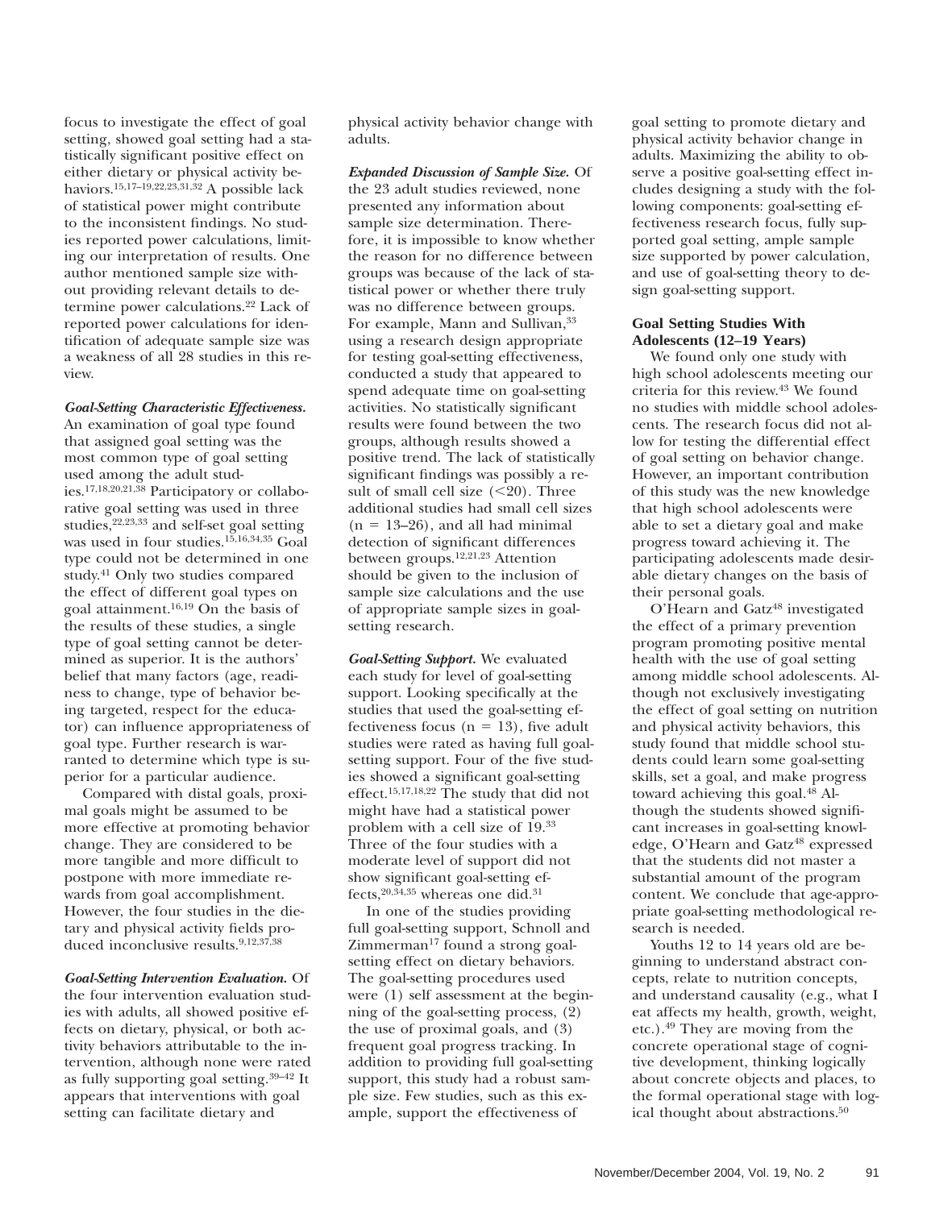focus to investigate the effect of goal setting, showed goal setting had a statistically significant positive effect on either dietary or physical activity behaviors.[15,17–19,22,23,31,32] A possible lack of statistical power might contribute to the inconsistent findings. No studies reported power calculations, limiting our interpretation of results. One author mentioned sample size without providing relevant details to determine power calculations.[22] Lack of reported power calculations for identification of adequate sample size was a weakness of all 28 studies in this review.

***Goal-Setting Characteristic Effectiveness.*** An examination of goal type found that assigned goal setting was the most common type of goal setting used among the adult studies.[17,18,20,21,38] Participatory or collaborative goal setting was used in three studies,[22,23,33] and self-set goal setting was used in four studies.[15,16,34,35] Goal type could not be determined in one study.[41] Only two studies compared the effect of different goal types on goal attainment.[16,19] On the basis of the results of these studies, a single type of goal setting cannot be determined as superior. It is the authors' belief that many factors (age, readiness to change, type of behavior being targeted, respect for the educator) can influence appropriateness of goal type. Further research is warranted to determine which type is superior for a particular audience.

Compared with distal goals, proximal goals might be assumed to be more effective at promoting behavior change. They are considered to be more tangible and more difficult to postpone with more immediate rewards from goal accomplishment. However, the four studies in the dietary and physical activity fields produced inconclusive results.[9,12,37,38]

***Goal-Setting Intervention Evaluation.*** Of the four intervention evaluation studies with adults, all showed positive effects on dietary, physical, or both activity behaviors attributable to the intervention, although none were rated as fully supporting goal setting.[39–42] It appears that interventions with goal setting can facilitate dietary and physical activity behavior change with adults.

***Expanded Discussion of Sample Size.*** Of the 23 adult studies reviewed, none presented any information about sample size determination. Therefore, it is impossible to know whether the reason for no difference between groups was because of the lack of statistical power or whether there truly was no difference between groups. For example, Mann and Sullivan,[33] using a research design appropriate for testing goal-setting effectiveness, conducted a study that appeared to spend adequate time on goal-setting activities. No statistically significant results were found between the two groups, although results showed a positive trend. The lack of statistically significant findings was possibly a result of small cell size (<20). Three additional studies had small cell sizes (n = 13–26), and all had minimal detection of significant differences between groups.[12,21,23] Attention should be given to the inclusion of sample size calculations and the use of appropriate sample sizes in goal-setting research.

***Goal-Setting Support.*** We evaluated each study for level of goal-setting support. Looking specifically at the studies that used the goal-setting effectiveness focus (n = 13), five adult studies were rated as having full goal-setting support. Four of the five studies showed a significant goal-setting effect.[15,17,18,22] The study that did not might have had a statistical power problem with a cell size of 19.[33] Three of the four studies with a moderate level of support did not show significant goal-setting effects,[20,34,35] whereas one did.[31]

In one of the studies providing full goal-setting support, Schnoll and Zimmerman[17] found a strong goal-setting effect on dietary behaviors. The goal-setting procedures used were (1) self assessment at the beginning of the goal-setting process, (2) the use of proximal goals, and (3) frequent goal progress tracking. In addition to providing full goal-setting support, this study had a robust sample size. Few studies, such as this example, support the effectiveness of goal setting to promote dietary and physical activity behavior change in adults. Maximizing the ability to observe a positive goal-setting effect includes designing a study with the following components: goal-setting effectiveness research focus, fully supported goal setting, ample sample size supported by power calculation, and use of goal-setting theory to design goal-setting support.

### Goal Setting Studies With Adolescents (12–19 Years)

We found only one study with high school adolescents meeting our criteria for this review.[43] We found no studies with middle school adolescents. The research focus did not allow for testing the differential effect of goal setting on behavior change. However, an important contribution of this study was the new knowledge that high school adolescents were able to set a dietary goal and make progress toward achieving it. The participating adolescents made desirable dietary changes on the basis of their personal goals.

O'Hearn and Gatz[48] investigated the effect of a primary prevention program promoting positive mental health with the use of goal setting among middle school adolescents. Although not exclusively investigating the effect of goal setting on nutrition and physical activity behaviors, this study found that middle school students could learn some goal-setting skills, set a goal, and make progress toward achieving this goal.[48] Although the students showed significant increases in goal-setting knowledge, O'Hearn and Gatz[48] expressed that the students did not master a substantial amount of the program content. We conclude that age-appropriate goal-setting methodological research is needed.

Youths 12 to 14 years old are beginning to understand abstract concepts, relate to nutrition concepts, and understand causality (e.g., what I eat affects my health, growth, weight, etc.).[49] They are moving from the concrete operational stage of cognitive development, thinking logically about concrete objects and places, to the formal operational stage with logical thought about abstractions.[50]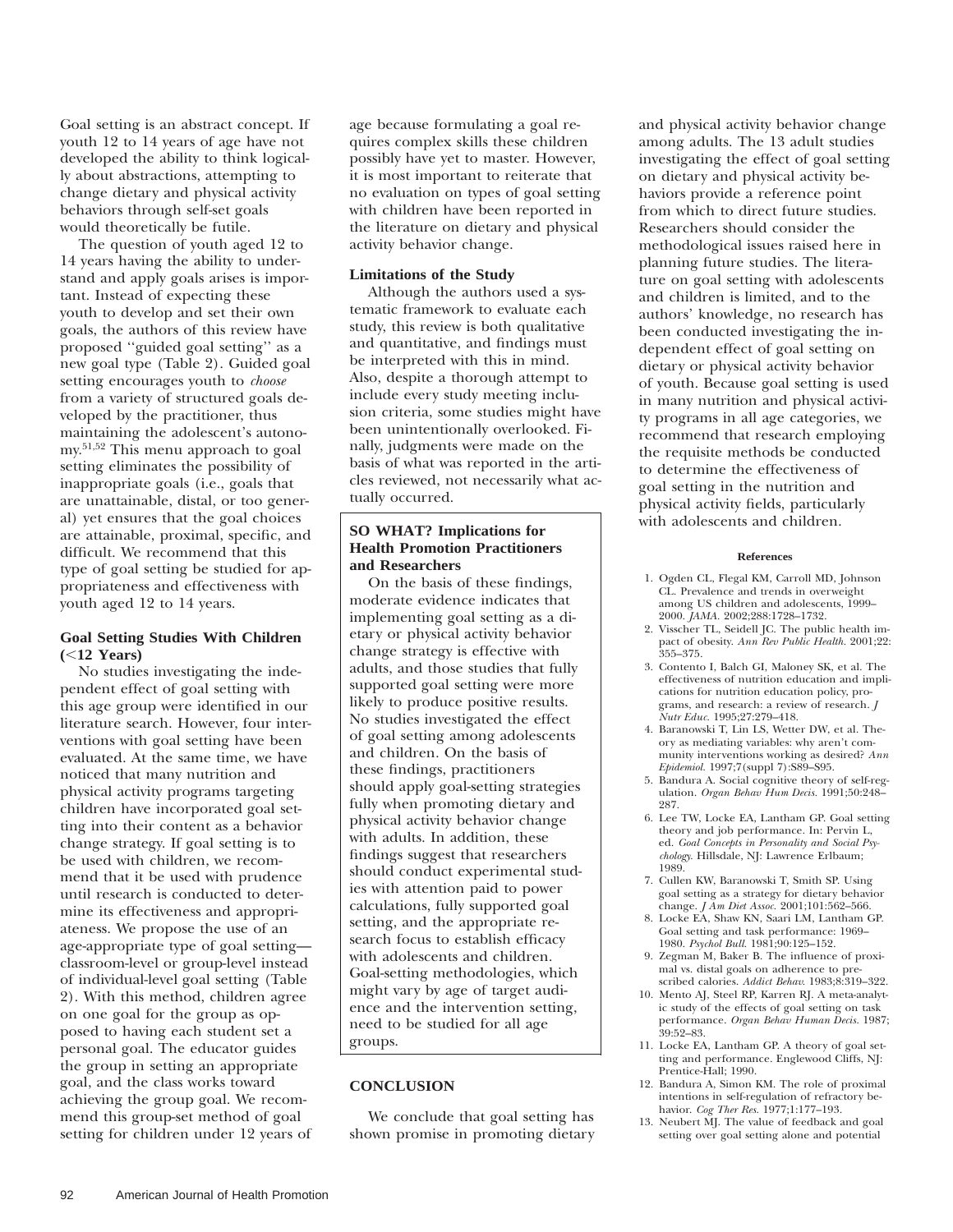Goal setting is an abstract concept. If youth 12 to 14 years of age have not developed the ability to think logically about abstractions, attempting to change dietary and physical activity behaviors through self-set goals would theoretically be futile.

The question of youth aged 12 to 14 years having the ability to understand and apply goals arises is important. Instead of expecting these youth to develop and set their own goals, the authors of this review have proposed ''guided goal setting'' as a new goal type (Table 2). Guided goal setting encourages youth to *choose* from a variety of structured goals developed by the practitioner, thus maintaining the adolescent's autonomy.[51,52] This menu approach to goal setting eliminates the possibility of inappropriate goals (i.e., goals that are unattainable, distal, or too general) yet ensures that the goal choices are attainable, proximal, specific, and difficult. We recommend that this type of goal setting be studied for appropriateness and effectiveness with youth aged 12 to 14 years.

### Goal Setting Studies With Children (<12 Years)

No studies investigating the independent effect of goal setting with this age group were identified in our literature search. However, four interventions with goal setting have been evaluated. At the same time, we have noticed that many nutrition and physical activity programs targeting children have incorporated goal setting into their content as a behavior change strategy. If goal setting is to be used with children, we recommend that it be used with prudence until research is conducted to determine its effectiveness and appropriateness. We propose the use of an age-appropriate type of goal setting—classroom-level or group-level instead of individual-level goal setting (Table 2). With this method, children agree on one goal for the group as opposed to having each student set a personal goal. The educator guides the group in setting an appropriate goal, and the class works toward achieving the group goal. We recommend this group-set method of goal setting for children under 12 years of age because formulating a goal requires complex skills these children possibly have yet to master. However, it is most important to reiterate that no evaluation on types of goal setting with children have been reported in the literature on dietary and physical activity behavior change.

### Limitations of the Study

Although the authors used a systematic framework to evaluate each study, this review is both qualitative and quantitative, and findings must be interpreted with this in mind. Also, despite a thorough attempt to include every study meeting inclusion criteria, some studies might have been unintentionally overlooked. Finally, judgments were made on the basis of what was reported in the articles reviewed, not necessarily what actually occurred.

### SO WHAT? Implications for Health Promotion Practitioners and Researchers

On the basis of these findings, moderate evidence indicates that implementing goal setting as a dietary or physical activity behavior change strategy is effective with adults, and those studies that fully supported goal setting were more likely to produce positive results. No studies investigated the effect of goal setting among adolescents and children. On the basis of these findings, practitioners should apply goal-setting strategies fully when promoting dietary and physical activity behavior change with adults. In addition, these findings suggest that researchers should conduct experimental studies with attention paid to power calculations, fully supported goal setting, and the appropriate research focus to establish efficacy with adolescents and children. Goal-setting methodologies, which might vary by age of target audience and the intervention setting, need to be studied for all age groups.

## CONCLUSION

We conclude that goal setting has shown promise in promoting dietary and physical activity behavior change among adults. The 13 adult studies investigating the effect of goal setting on dietary and physical activity behaviors provide a reference point from which to direct future studies. Researchers should consider the methodological issues raised here in planning future studies. The literature on goal setting with adolescents and children is limited, and to the authors' knowledge, no research has been conducted investigating the independent effect of goal setting on dietary or physical activity behavior of youth. Because goal setting is used in many nutrition and physical activity programs in all age categories, we recommend that research employing the requisite methods be conducted to determine the effectiveness of goal setting in the nutrition and physical activity fields, particularly with adolescents and children.

#### References

1. Ogden CL, Flegal KM, Carroll MD, Johnson CL. Prevalence and trends in overweight among US children and adolescents, 1999–2000. *JAMA.* 2002;288:1728–1732.
2. Visscher TL, Seidell JC. The public health impact of obesity. *Ann Rev Public Health.* 2001;22:355–375.
3. Contento I, Balch GI, Maloney SK, et al. The effectiveness of nutrition education and implications for nutrition education policy, programs, and research: a review of research. *J Nutr Educ.* 1995;27:279–418.
4. Baranowski T, Lin LS, Wetter DW, et al. Theory as mediating variables: why aren't community interventions working as desired? *Ann Epidemiol.* 1997;7(suppl 7):S89–S95.
5. Bandura A. Social cognitive theory of self-regulation. *Organ Behav Hum Decis.* 1991;50:248–287.
6. Lee TW, Locke EA, Lantham GP. Goal setting theory and job performance. In: Pervin L, ed. *Goal Concepts in Personality and Social Psychology.* Hillsdale, NJ: Lawrence Erlbaum; 1989.
7. Cullen KW, Baranowski T, Smith SP. Using goal setting as a strategy for dietary behavior change. *J Am Diet Assoc.* 2001;101:562–566.
8. Locke EA, Shaw KN, Saari LM, Lantham GP. Goal setting and task performance: 1969–1980. *Psychol Bull.* 1981;90:125–152.
9. Zegman M, Baker B. The influence of proximal vs. distal goals on adherence to prescribed calories. *Addict Behav.* 1983;8:319–322.
10. Mento AJ, Steel RP, Karren RJ. A meta-analytic study of the effects of goal setting on task performance. *Organ Behav Human Decis.* 1987;39:52–83.
11. Locke EA, Lantham GP. A theory of goal setting and performance. Englewood Cliffs, NJ: Prentice-Hall; 1990.
12. Bandura A, Simon KM. The role of proximal intentions in self-regulation of refractory behavior. *Cog Ther Res.* 1977;1:177–193.
13. Neubert MJ. The value of feedback and goal setting over goal setting alone and potential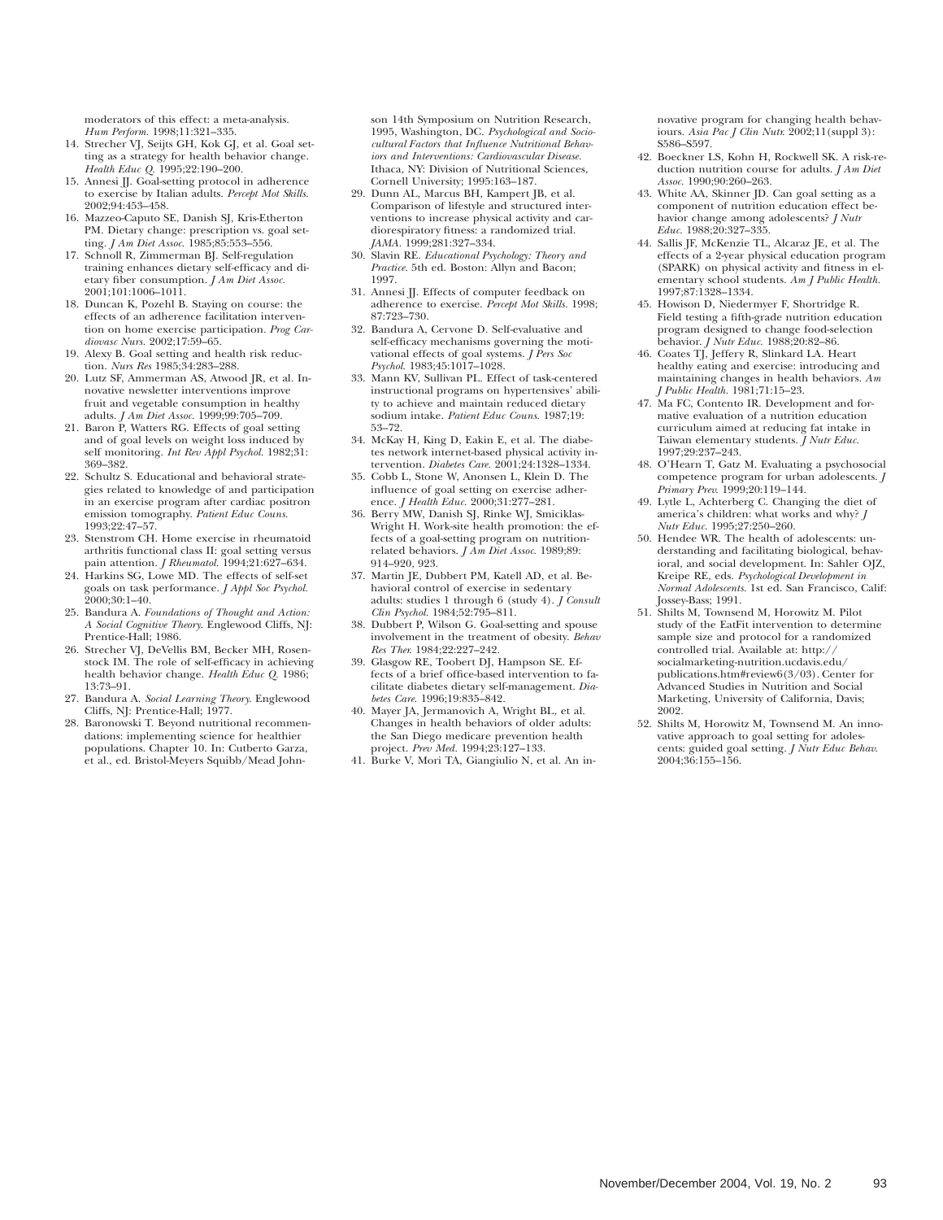moderators of this effect: a meta-analysis. *Hum Perform.* 1998;11:321–335.

14. Strecher VJ, Seijts GH, Kok GJ, et al. Goal setting as a strategy for health behavior change. *Health Educ Q.* 1995;22:190–200.
15. Annesi JJ. Goal-setting protocol in adherence to exercise by Italian adults. *Percept Mot Skills.* 2002;94:453–458.
16. Mazzeo-Caputo SE, Danish SJ, Kris-Etherton PM. Dietary change: prescription vs. goal setting. *J Am Diet Assoc.* 1985;85:553–556.
17. Schnoll R, Zimmerman BJ. Self-regulation training enhances dietary self-efficacy and dietary fiber consumption. *J Am Diet Assoc.* 2001;101:1006–1011.
18. Duncan K, Pozehl B. Staying on course: the effects of an adherence facilitation intervention on home exercise participation. *Prog Cardiovasc Nurs.* 2002;17:59–65.
19. Alexy B. Goal setting and health risk reduction. *Nurs Res* 1985;34:283–288.
20. Lutz SF, Ammerman AS, Atwood JR, et al. Innovative newsletter interventions improve fruit and vegetable consumption in healthy adults. *J Am Diet Assoc.* 1999;99:705–709.
21. Baron P, Watters RG. Effects of goal setting and of goal levels on weight loss induced by self monitoring. *Int Rev Appl Psychol.* 1982;31: 369–382.
22. Schultz S. Educational and behavioral strategies related to knowledge of and participation in an exercise program after cardiac positron emission tomography. *Patient Educ Couns.* 1993;22:47–57.
23. Stenstrom CH. Home exercise in rheumatoid arthritis functional class II: goal setting versus pain attention. *J Rheumatol.* 1994;21:627–634.
24. Harkins SG, Lowe MD. The effects of self-set goals on task performance. *J Appl Soc Psychol.* 2000;30:1–40.
25. Bandura A. *Foundations of Thought and Action: A Social Cognitive Theory.* Englewood Cliffs, NJ: Prentice-Hall; 1986.
26. Strecher VJ, DeVellis BM, Becker MH, Rosenstock IM. The role of self-efficacy in achieving health behavior change. *Health Educ Q.* 1986; 13:73–91.
27. Bandura A. *Social Learning Theory.* Englewood Cliffs, NJ: Prentice-Hall; 1977.
28. Baronowski T. Beyond nutritional recommendations: implementing science for healthier populations. Chapter 10. In: Cutberto Garza, et al., ed. Bristol-Meyers Squibb/Mead Johnson 14th Symposium on Nutrition Research, 1995, Washington, DC. *Psychological and Sociocultural Factors that Influence Nutritional Behaviors and Interventions: Cardiovascular Disease.* Ithaca, NY: Division of Nutritional Sciences, Cornell University; 1995:163–187.
29. Dunn AL, Marcus BH, Kampert JB, et al. Comparison of lifestyle and structured interventions to increase physical activity and cardiorespiratory fitness: a randomized trial. *JAMA.* 1999;281:327–334.
30. Slavin RE. *Educational Psychology: Theory and Practice.* 5th ed. Boston: Allyn and Bacon; 1997.
31. Annesi JJ. Effects of computer feedback on adherence to exercise. *Percept Mot Skills.* 1998; 87:723–730.
32. Bandura A, Cervone D. Self-evaluative and self-efficacy mechanisms governing the motivational effects of goal systems. *J Pers Soc Psychol.* 1983;45:1017–1028.
33. Mann KV, Sullivan PL. Effect of task-centered instructional programs on hypertensives' ability to achieve and maintain reduced dietary sodium intake. *Patient Educ Couns.* 1987;19: 53–72.
34. McKay H, King D, Eakin E, et al. The diabetes network internet-based physical activity intervention. *Diabetes Care.* 2001;24:1328–1334.
35. Cobb L, Stone W, Anonsen L, Klein D. The influence of goal setting on exercise adherence. *J Health Educ.* 2000;31:277–281.
36. Berry MW, Danish SJ, Rinke WJ, Smiciklas-Wright H. Work-site health promotion: the effects of a goal-setting program on nutrition-related behaviors. *J Am Diet Assoc.* 1989;89: 914–920, 923.
37. Martin JE, Dubbert PM, Katell AD, et al. Behavioral control of exercise in sedentary adults: studies 1 through 6 (study 4). *J Consult Clin Psychol.* 1984;52:795–811.
38. Dubbert P, Wilson G. Goal-setting and spouse involvement in the treatment of obesity. *Behav Res Ther.* 1984;22:227–242.
39. Glasgow RE, Toobert DJ, Hampson SE. Effects of a brief office-based intervention to facilitate diabetes dietary self-management. *Diabetes Care.* 1996;19:835–842.
40. Mayer JA, Jermanovich A, Wright BL, et al. Changes in health behaviors of older adults: the San Diego medicare prevention health project. *Prev Med.* 1994;23:127–133.
41. Burke V, Mori TA, Giangiulio N, et al. An innovative program for changing health behaviours. *Asia Pac J Clin Nutr.* 2002;11(suppl 3): S586–S597.
42. Boeckner LS, Kohn H, Rockwell SK. A risk-reduction nutrition course for adults. *J Am Diet Assoc.* 1990;90:260–263.
43. White AA, Skinner JD. Can goal setting as a component of nutrition education effect behavior change among adolescents? *J Nutr Educ.* 1988;20:327–335.
44. Sallis JF, McKenzie TL, Alcaraz JE, et al. The effects of a 2-year physical education program (SPARK) on physical activity and fitness in elementary school students. *Am J Public Health.* 1997;87:1328–1334.
45. Howison D, Niedermyer F, Shortridge R. Field testing a fifth-grade nutrition education program designed to change food-selection behavior. *J Nutr Educ.* 1988;20:82–86.
46. Coates TJ, Jeffery R, Slinkard LA. Heart healthy eating and exercise: introducing and maintaining changes in health behaviors. *Am J Public Health.* 1981;71:15–23.
47. Ma FC, Contento IR. Development and formative evaluation of a nutrition education curriculum aimed at reducing fat intake in Taiwan elementary students. *J Nutr Educ.* 1997;29:237–243.
48. O'Hearn T, Gatz M. Evaluating a psychosocial competence program for urban adolescents. *J Primary Prev.* 1999;20:119–144.
49. Lytle L, Achterberg C. Changing the diet of america's children: what works and why? *J Nutr Educ.* 1995;27:250–260.
50. Hendee WR. The health of adolescents: understanding and facilitating biological, behavioral, and social development. In: Sahler OJZ, Kreipe RE, eds. *Psychological Development in Normal Adolescents.* 1st ed. San Francisco, Calif: Jossey-Bass; 1991.
51. Shilts M, Townsend M, Horowitz M. Pilot study of the EatFit intervention to determine sample size and protocol for a randomized controlled trial. Available at: http://socialmarketing-nutrition.ucdavis.edu/publications.htm#review6(3/03). Center for Advanced Studies in Nutrition and Social Marketing, University of California, Davis; 2002.
52. Shilts M, Horowitz M, Townsend M. An innovative approach to goal setting for adolescents: guided goal setting. *J Nutr Educ Behav.* 2004;36:155–156.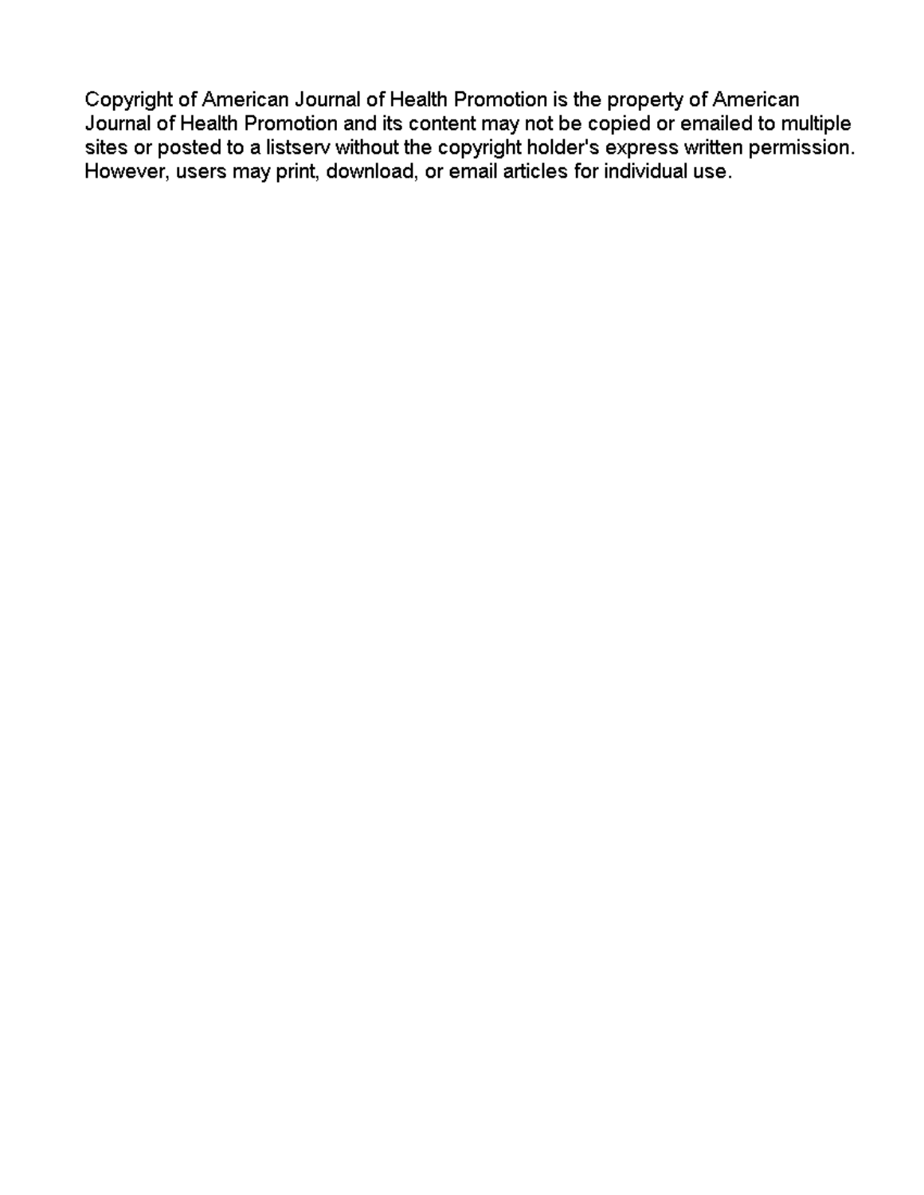Copyright of American Journal of Health Promotion is the property of American Journal of Health Promotion and its content may not be copied or emailed to multiple sites or posted to a listserv without the copyright holder's express written permission. However, users may print, download, or email articles for individual use.